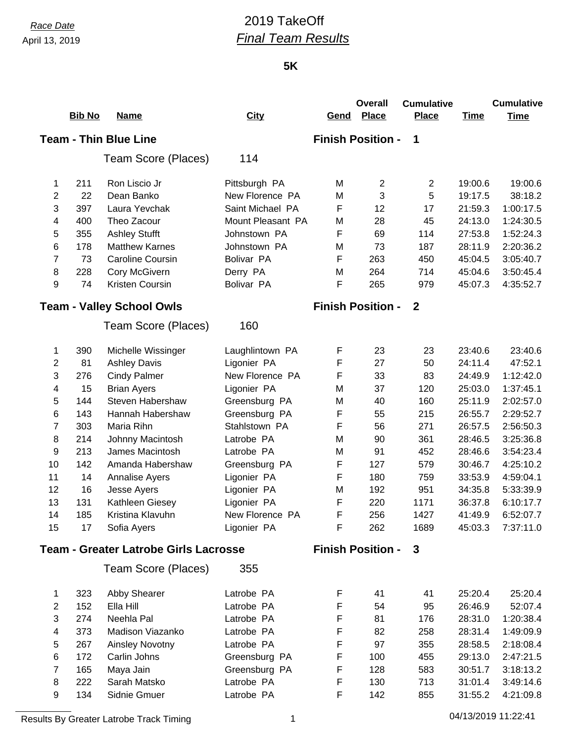*Race Date*
April 13, 2019

# 2019 TakeOff

## *Final Team Results*

### 5K

**Team - Thin Blue Line** — **Finish Position - 1**

Team Score (Places) 114

| | Bib No | Name | City | Gend | Overall Place | Cumulative Place | Time | Cumulative Time |
|---|---|---|---|---|---|---|---|---|
| 1 | 211 | Ron Liscio Jr | Pittsburgh PA | M | 2 | 2 | 19:00.6 | 19:00.6 |
| 2 | 22 | Dean Banko | New Florence PA | M | 3 | 5 | 19:17.5 | 38:18.2 |
| 3 | 397 | Laura Yevchak | Saint Michael PA | F | 12 | 17 | 21:59.3 | 1:00:17.5 |
| 4 | 400 | Theo Zacour | Mount Pleasant PA | M | 28 | 45 | 24:13.0 | 1:24:30.5 |
| 5 | 355 | Ashley Stufft | Johnstown PA | F | 69 | 114 | 27:53.8 | 1:52:24.3 |
| 6 | 178 | Matthew Karnes | Johnstown PA | M | 73 | 187 | 28:11.9 | 2:20:36.2 |
| 7 | 73 | Caroline Coursin | Bolivar PA | F | 263 | 450 | 45:04.5 | 3:05:40.7 |
| 8 | 228 | Cory McGivern | Derry PA | M | 264 | 714 | 45:04.6 | 3:50:45.4 |
| 9 | 74 | Kristen Coursin | Bolivar PA | F | 265 | 979 | 45:07.3 | 4:35:52.7 |

**Team - Valley School Owls** — **Finish Position - 2**

Team Score (Places) 160

| | Bib No | Name | City | Gend | Overall Place | Cumulative Place | Time | Cumulative Time |
|---|---|---|---|---|---|---|---|---|
| 1 | 390 | Michelle Wissinger | Laughlintown PA | F | 23 | 23 | 23:40.6 | 23:40.6 |
| 2 | 81 | Ashley Davis | Ligonier PA | F | 27 | 50 | 24:11.4 | 47:52.1 |
| 3 | 276 | Cindy Palmer | New Florence PA | F | 33 | 83 | 24:49.9 | 1:12:42.0 |
| 4 | 15 | Brian Ayers | Ligonier PA | M | 37 | 120 | 25:03.0 | 1:37:45.1 |
| 5 | 144 | Steven Habershaw | Greensburg PA | M | 40 | 160 | 25:11.9 | 2:02:57.0 |
| 6 | 143 | Hannah Habershaw | Greensburg PA | F | 55 | 215 | 26:55.7 | 2:29:52.7 |
| 7 | 303 | Maria Rihn | Stahlstown PA | F | 56 | 271 | 26:57.5 | 2:56:50.3 |
| 8 | 214 | Johnny Macintosh | Latrobe PA | M | 90 | 361 | 28:46.5 | 3:25:36.8 |
| 9 | 213 | James Macintosh | Latrobe PA | M | 91 | 452 | 28:46.6 | 3:54:23.4 |
| 10 | 142 | Amanda Habershaw | Greensburg PA | F | 127 | 579 | 30:46.7 | 4:25:10.2 |
| 11 | 14 | Annalise Ayers | Ligonier PA | F | 180 | 759 | 33:53.9 | 4:59:04.1 |
| 12 | 16 | Jesse Ayers | Ligonier PA | M | 192 | 951 | 34:35.8 | 5:33:39.9 |
| 13 | 131 | Kathleen Giesey | Ligonier PA | F | 220 | 1171 | 36:37.8 | 6:10:17.7 |
| 14 | 185 | Kristina Klavuhn | New Florence PA | F | 256 | 1427 | 41:49.9 | 6:52:07.7 |
| 15 | 17 | Sofia Ayers | Ligonier PA | F | 262 | 1689 | 45:03.3 | 7:37:11.0 |

**Team - Greater Latrobe Girls Lacrosse** — **Finish Position - 3**

Team Score (Places) 355

| | Bib No | Name | City | Gend | Overall Place | Cumulative Place | Time | Cumulative Time |
|---|---|---|---|---|---|---|---|---|
| 1 | 323 | Abby Shearer | Latrobe PA | F | 41 | 41 | 25:20.4 | 25:20.4 |
| 2 | 152 | Ella Hill | Latrobe PA | F | 54 | 95 | 26:46.9 | 52:07.4 |
| 3 | 274 | Neehla Pal | Latrobe PA | F | 81 | 176 | 28:31.0 | 1:20:38.4 |
| 4 | 373 | Madison Viazanko | Latrobe PA | F | 82 | 258 | 28:31.4 | 1:49:09.9 |
| 5 | 267 | Ainsley Novotny | Latrobe PA | F | 97 | 355 | 28:58.5 | 2:18:08.4 |
| 6 | 172 | Carlin Johns | Greensburg PA | F | 100 | 455 | 29:13.0 | 2:47:21.5 |
| 7 | 165 | Maya Jain | Greensburg PA | F | 128 | 583 | 30:51.7 | 3:18:13.2 |
| 8 | 222 | Sarah Matsko | Latrobe PA | F | 130 | 713 | 31:01.4 | 3:49:14.6 |
| 9 | 134 | Sidnie Gmuer | Latrobe PA | F | 142 | 855 | 31:55.2 | 4:21:09.8 |

Results By Greater Latrobe Track Timing — 04/13/2019 11:22:41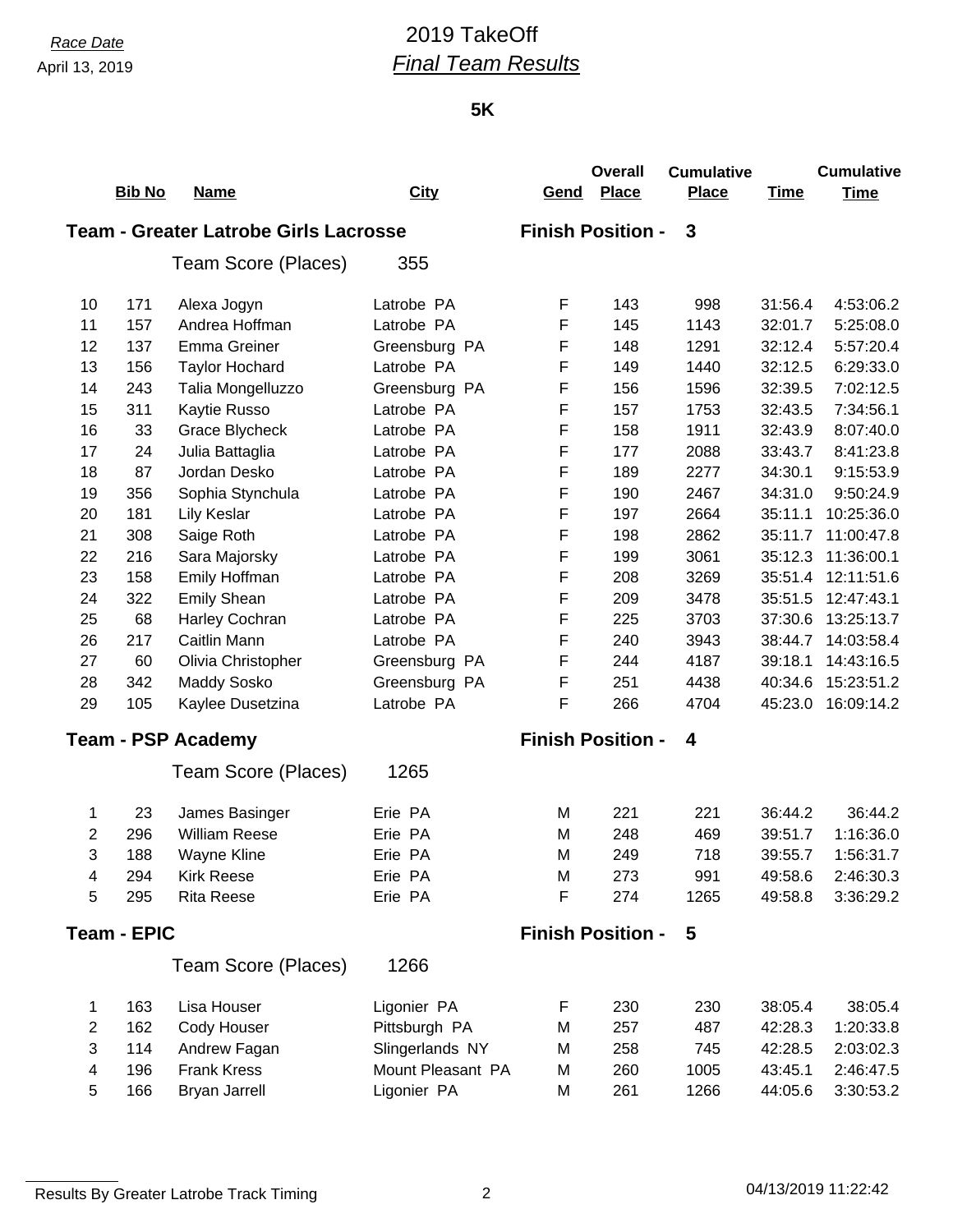*Race Date*
April 13, 2019

# 2019 TakeOff
## *Final Team Results*

### 5K

**Team - Greater Latrobe Girls Lacrosse** — **Finish Position - 3**

Team Score (Places) 355

| | Bib No | Name | City | Gend | Overall Place | Cumulative Place | Time | Cumulative Time |
|---|---|---|---|---|---|---|---|---|
| 10 | 171 | Alexa Jogyn | Latrobe PA | F | 143 | 998 | 31:56.4 | 4:53:06.2 |
| 11 | 157 | Andrea Hoffman | Latrobe PA | F | 145 | 1143 | 32:01.7 | 5:25:08.0 |
| 12 | 137 | Emma Greiner | Greensburg PA | F | 148 | 1291 | 32:12.4 | 5:57:20.4 |
| 13 | 156 | Taylor Hochard | Latrobe PA | F | 149 | 1440 | 32:12.5 | 6:29:33.0 |
| 14 | 243 | Talia Mongelluzzo | Greensburg PA | F | 156 | 1596 | 32:39.5 | 7:02:12.5 |
| 15 | 311 | Kaytie Russo | Latrobe PA | F | 157 | 1753 | 32:43.5 | 7:34:56.1 |
| 16 | 33 | Grace Blycheck | Latrobe PA | F | 158 | 1911 | 32:43.9 | 8:07:40.0 |
| 17 | 24 | Julia Battaglia | Latrobe PA | F | 177 | 2088 | 33:43.7 | 8:41:23.8 |
| 18 | 87 | Jordan Desko | Latrobe PA | F | 189 | 2277 | 34:30.1 | 9:15:53.9 |
| 19 | 356 | Sophia Stynchula | Latrobe PA | F | 190 | 2467 | 34:31.0 | 9:50:24.9 |
| 20 | 181 | Lily Keslar | Latrobe PA | F | 197 | 2664 | 35:11.1 | 10:25:36.0 |
| 21 | 308 | Saige Roth | Latrobe PA | F | 198 | 2862 | 35:11.7 | 11:00:47.8 |
| 22 | 216 | Sara Majorsky | Latrobe PA | F | 199 | 3061 | 35:12.3 | 11:36:00.1 |
| 23 | 158 | Emily Hoffman | Latrobe PA | F | 208 | 3269 | 35:51.4 | 12:11:51.6 |
| 24 | 322 | Emily Shean | Latrobe PA | F | 209 | 3478 | 35:51.5 | 12:47:43.1 |
| 25 | 68 | Harley Cochran | Latrobe PA | F | 225 | 3703 | 37:30.6 | 13:25:13.7 |
| 26 | 217 | Caitlin Mann | Latrobe PA | F | 240 | 3943 | 38:44.7 | 14:03:58.4 |
| 27 | 60 | Olivia Christopher | Greensburg PA | F | 244 | 4187 | 39:18.1 | 14:43:16.5 |
| 28 | 342 | Maddy Sosko | Greensburg PA | F | 251 | 4438 | 40:34.6 | 15:23:51.2 |
| 29 | 105 | Kaylee Dusetzina | Latrobe PA | F | 266 | 4704 | 45:23.0 | 16:09:14.2 |

**Team - PSP Academy** — **Finish Position - 4**

Team Score (Places) 1265

| | Bib No | Name | City | Gend | Overall Place | Cumulative Place | Time | Cumulative Time |
|---|---|---|---|---|---|---|---|---|
| 1 | 23 | James Basinger | Erie PA | M | 221 | 221 | 36:44.2 | 36:44.2 |
| 2 | 296 | William Reese | Erie PA | M | 248 | 469 | 39:51.7 | 1:16:36.0 |
| 3 | 188 | Wayne Kline | Erie PA | M | 249 | 718 | 39:55.7 | 1:56:31.7 |
| 4 | 294 | Kirk Reese | Erie PA | M | 273 | 991 | 49:58.6 | 2:46:30.3 |
| 5 | 295 | Rita Reese | Erie PA | F | 274 | 1265 | 49:58.8 | 3:36:29.2 |

**Team - EPIC** — **Finish Position - 5**

Team Score (Places) 1266

| | Bib No | Name | City | Gend | Overall Place | Cumulative Place | Time | Cumulative Time |
|---|---|---|---|---|---|---|---|---|
| 1 | 163 | Lisa Houser | Ligonier PA | F | 230 | 230 | 38:05.4 | 38:05.4 |
| 2 | 162 | Cody Houser | Pittsburgh PA | M | 257 | 487 | 42:28.3 | 1:20:33.8 |
| 3 | 114 | Andrew Fagan | Slingerlands NY | M | 258 | 745 | 42:28.5 | 2:03:02.3 |
| 4 | 196 | Frank Kress | Mount Pleasant PA | M | 260 | 1005 | 43:45.1 | 2:46:47.5 |
| 5 | 166 | Bryan Jarrell | Ligonier PA | M | 261 | 1266 | 44:05.6 | 3:30:53.2 |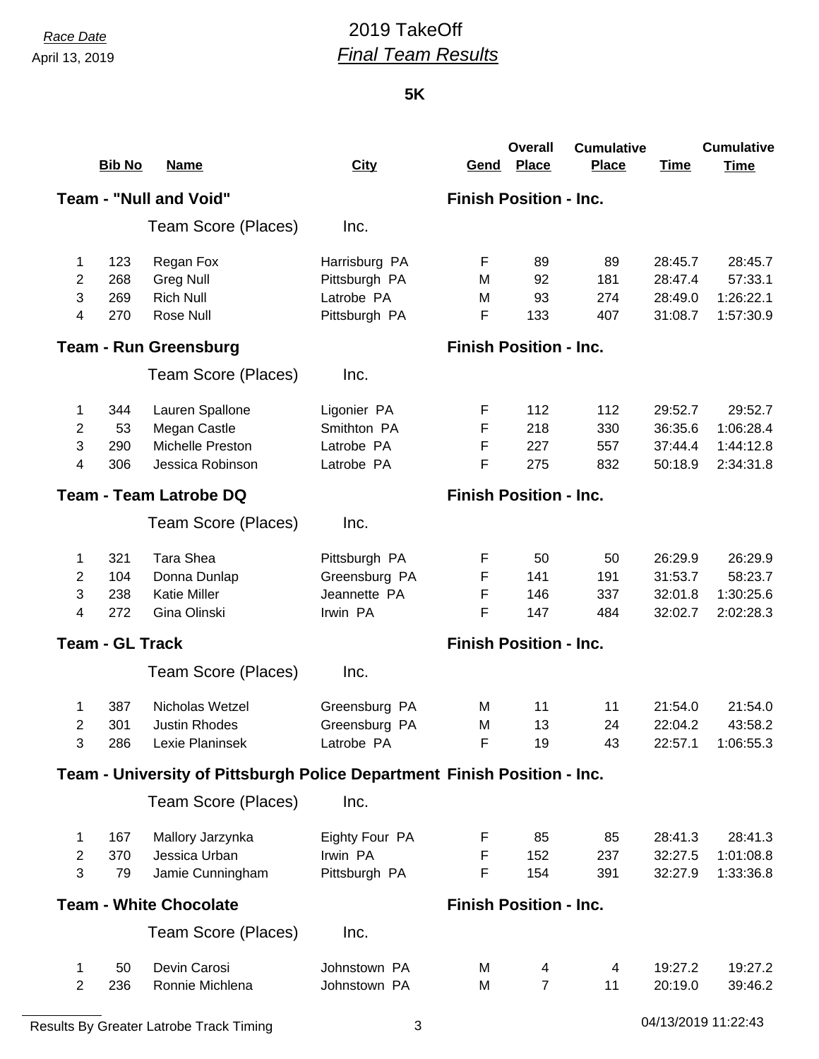Race Date
April 13, 2019

# 2019 TakeOff
## *Final Team Results*

### 5K

**Team - "Null and Void"** — **Finish Position - Inc.**

Team Score (Places) Inc.

| | Bib No | Name | City | Gend | Overall Place | Cumulative Place | Time | Cumulative Time |
|---|---|---|---|---|---|---|---|---|
| 1 | 123 | Regan Fox | Harrisburg PA | F | 89 | 89 | 28:45.7 | 28:45.7 |
| 2 | 268 | Greg Null | Pittsburgh PA | M | 92 | 181 | 28:47.4 | 57:33.1 |
| 3 | 269 | Rich Null | Latrobe PA | M | 93 | 274 | 28:49.0 | 1:26:22.1 |
| 4 | 270 | Rose Null | Pittsburgh PA | F | 133 | 407 | 31:08.7 | 1:57:30.9 |

**Team - Run Greensburg** — **Finish Position - Inc.**

Team Score (Places) Inc.

| | Bib No | Name | City | Gend | Overall Place | Cumulative Place | Time | Cumulative Time |
|---|---|---|---|---|---|---|---|---|
| 1 | 344 | Lauren Spallone | Ligonier PA | F | 112 | 112 | 29:52.7 | 29:52.7 |
| 2 | 53 | Megan Castle | Smithton PA | F | 218 | 330 | 36:35.6 | 1:06:28.4 |
| 3 | 290 | Michelle Preston | Latrobe PA | F | 227 | 557 | 37:44.4 | 1:44:12.8 |
| 4 | 306 | Jessica Robinson | Latrobe PA | F | 275 | 832 | 50:18.9 | 2:34:31.8 |

**Team - Team Latrobe DQ** — **Finish Position - Inc.**

Team Score (Places) Inc.

| | Bib No | Name | City | Gend | Overall Place | Cumulative Place | Time | Cumulative Time |
|---|---|---|---|---|---|---|---|---|
| 1 | 321 | Tara Shea | Pittsburgh PA | F | 50 | 50 | 26:29.9 | 26:29.9 |
| 2 | 104 | Donna Dunlap | Greensburg PA | F | 141 | 191 | 31:53.7 | 58:23.7 |
| 3 | 238 | Katie Miller | Jeannette PA | F | 146 | 337 | 32:01.8 | 1:30:25.6 |
| 4 | 272 | Gina Olinski | Irwin PA | F | 147 | 484 | 32:02.7 | 2:02:28.3 |

**Team - GL Track** — **Finish Position - Inc.**

Team Score (Places) Inc.

| | Bib No | Name | City | Gend | Overall Place | Cumulative Place | Time | Cumulative Time |
|---|---|---|---|---|---|---|---|---|
| 1 | 387 | Nicholas Wetzel | Greensburg PA | M | 11 | 11 | 21:54.0 | 21:54.0 |
| 2 | 301 | Justin Rhodes | Greensburg PA | M | 13 | 24 | 22:04.2 | 43:58.2 |
| 3 | 286 | Lexie Planinsek | Latrobe PA | F | 19 | 43 | 22:57.1 | 1:06:55.3 |

**Team - University of Pittsburgh Police Department** — **Finish Position - Inc.**

Team Score (Places) Inc.

| | Bib No | Name | City | Gend | Overall Place | Cumulative Place | Time | Cumulative Time |
|---|---|---|---|---|---|---|---|---|
| 1 | 167 | Mallory Jarzynka | Eighty Four PA | F | 85 | 85 | 28:41.3 | 28:41.3 |
| 2 | 370 | Jessica Urban | Irwin PA | F | 152 | 237 | 32:27.5 | 1:01:08.8 |
| 3 | 79 | Jamie Cunningham | Pittsburgh PA | F | 154 | 391 | 32:27.9 | 1:33:36.8 |

**Team - White Chocolate** — **Finish Position - Inc.**

Team Score (Places) Inc.

| | Bib No | Name | City | Gend | Overall Place | Cumulative Place | Time | Cumulative Time |
|---|---|---|---|---|---|---|---|---|
| 1 | 50 | Devin Carosi | Johnstown PA | M | 4 | 4 | 19:27.2 | 19:27.2 |
| 2 | 236 | Ronnie Michlena | Johnstown PA | M | 7 | 11 | 20:19.0 | 39:46.2 |

Results By Greater Latrobe Track Timing — 04/13/2019 11:22:43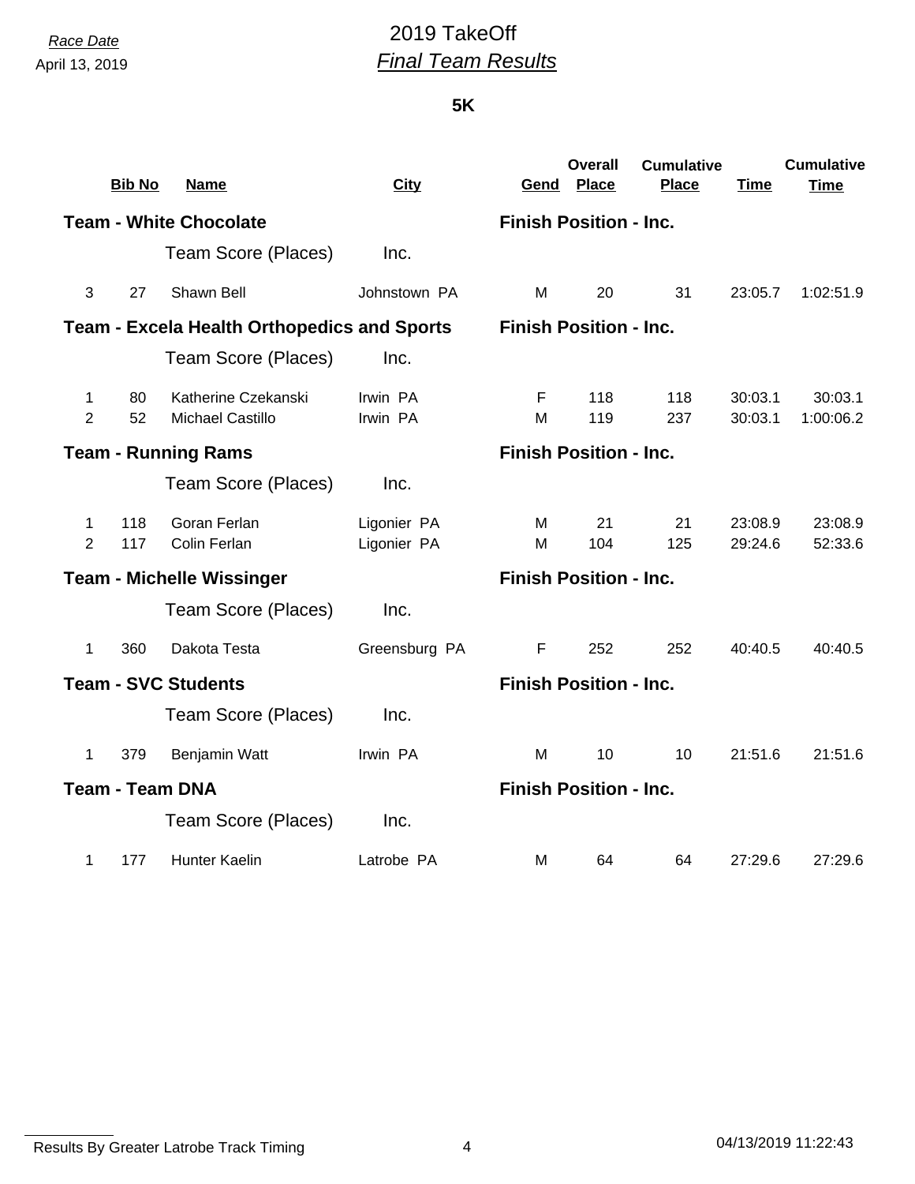Race Date

April 13, 2019

# 2019 TakeOff

## *Final Team Results*

**5K**

| | Bib No | Name | City | Gend | Overall Place | Cumulative Place | Time | Cumulative Time |
|---|---|---|---|---|---|---|---|---|
| **Team - White Chocolate** | | | | **Finish Position - Inc.** | | | | |
| | | Team Score (Places) | Inc. | | | | | |
| 3 | 27 | Shawn Bell | Johnstown PA | M | 20 | 31 | 23:05.7 | 1:02:51.9 |
| **Team - Excela Health Orthopedics and Sports** | | | | **Finish Position - Inc.** | | | | |
| | | Team Score (Places) | Inc. | | | | | |
| 1 | 80 | Katherine Czekanski | Irwin PA | F | 118 | 118 | 30:03.1 | 30:03.1 |
| 2 | 52 | Michael Castillo | Irwin PA | M | 119 | 237 | 30:03.1 | 1:00:06.2 |
| **Team - Running Rams** | | | | **Finish Position - Inc.** | | | | |
| | | Team Score (Places) | Inc. | | | | | |
| 1 | 118 | Goran Ferlan | Ligonier PA | M | 21 | 21 | 23:08.9 | 23:08.9 |
| 2 | 117 | Colin Ferlan | Ligonier PA | M | 104 | 125 | 29:24.6 | 52:33.6 |
| **Team - Michelle Wissinger** | | | | **Finish Position - Inc.** | | | | |
| | | Team Score (Places) | Inc. | | | | | |
| 1 | 360 | Dakota Testa | Greensburg PA | F | 252 | 252 | 40:40.5 | 40:40.5 |
| **Team - SVC Students** | | | | **Finish Position - Inc.** | | | | |
| | | Team Score (Places) | Inc. | | | | | |
| 1 | 379 | Benjamin Watt | Irwin PA | M | 10 | 10 | 21:51.6 | 21:51.6 |
| **Team - Team DNA** | | | | **Finish Position - Inc.** | | | | |
| | | Team Score (Places) | Inc. | | | | | |
| 1 | 177 | Hunter Kaelin | Latrobe PA | M | 64 | 64 | 27:29.6 | 27:29.6 |

Results By Greater Latrobe Track Timing

04/13/2019 11:22:43